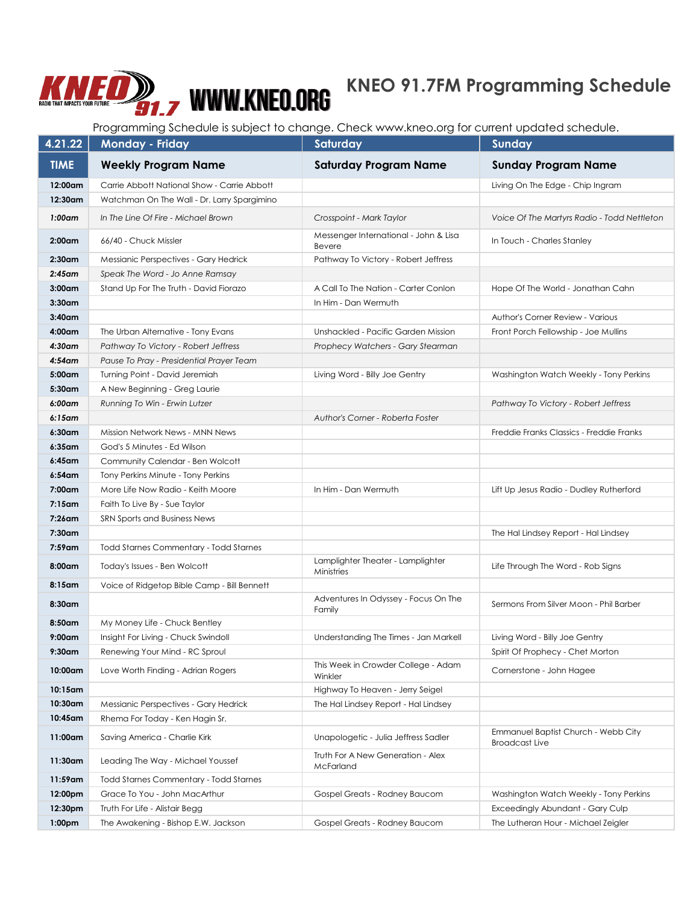KNEO 91.7 RADIO THAT IMPACTS YOUR FUTURE WWW.KNEO.ORG

# KNEO 91.7FM Programming Schedule

Programming Schedule is subject to change. Check www.kneo.org for current updated schedule.

| 4.21.22 | Monday - Friday | Saturday | Sunday |
|---|---|---|---|
| **TIME** | **Weekly Program Name** | **Saturday Program Name** | **Sunday Program Name** |
| **12:00am** | Carrie Abbott National Show - Carrie Abbott | | Living On The Edge - Chip Ingram |
| **12:30am** | Watchman On The Wall - Dr. Larry Spargimino | | |
| ***1:00am*** | *In The Line Of Fire - Michael Brown* | *Crosspoint - Mark Taylor* | *Voice Of The Martyrs Radio - Todd Nettleton* |
| **2:00am** | 66/40 - Chuck Missler | Messenger International - John & Lisa Bevere | In Touch - Charles Stanley |
| **2:30am** | Messianic Perspectives - Gary Hedrick | Pathway To Victory - Robert Jeffress | |
| ***2:45am*** | *Speak The Word - Jo Anne Ramsay* | | |
| **3:00am** | Stand Up For The Truth - David Fiorazo | A Call To The Nation - Carter Conlon | Hope Of The World - Jonathan Cahn |
| **3:30am** | | In Him - Dan Wermuth | |
| **3:40am** | | | Author's Corner Review - Various |
| **4:00am** | The Urban Alternative - Tony Evans | Unshackled - Pacific Garden Mission | Front Porch Fellowship - Joe Mullins |
| ***4:30am*** | *Pathway To Victory - Robert Jeffress* | *Prophecy Watchers - Gary Stearman* | |
| ***4:54am*** | *Pause To Pray - Presidential Prayer Team* | | |
| **5:00am** | Turning Point - David Jeremiah | Living Word - Billy Joe Gentry | Washington Watch Weekly - Tony Perkins |
| **5:30am** | A New Beginning - Greg Laurie | | |
| ***6:00am*** | *Running To Win - Erwin Lutzer* | | *Pathway To Victory - Robert Jeffress* |
| ***6:15am*** | | *Author's Corner - Roberta Foster* | |
| **6:30am** | Mission Network News - MNN News | | Freddie Franks Classics - Freddie Franks |
| **6:35am** | God's 5 Minutes - Ed Wilson | | |
| **6:45am** | Community Calendar - Ben Wolcott | | |
| **6:54am** | Tony Perkins Minute - Tony Perkins | | |
| **7:00am** | More Life Now Radio - Keith Moore | In Him - Dan Wermuth | Lift Up Jesus Radio - Dudley Rutherford |
| **7:15am** | Faith To Live By - Sue Taylor | | |
| **7:26am** | SRN Sports and Business News | | |
| **7:30am** | | | The Hal Lindsey Report - Hal Lindsey |
| **7:59am** | Todd Starnes Commentary - Todd Starnes | | |
| **8:00am** | Today's Issues - Ben Wolcott | Lamplighter Theater - Lamplighter Ministries | Life Through The Word - Rob Signs |
| **8:15am** | Voice of Ridgetop Bible Camp - Bill Bennett | | |
| **8:30am** | | Adventures In Odyssey - Focus On The Family | Sermons From Silver Moon - Phil Barber |
| **8:50am** | My Money Life - Chuck Bentley | | |
| **9:00am** | Insight For Living - Chuck Swindoll | Understanding The Times - Jan Markell | Living Word - Billy Joe Gentry |
| **9:30am** | Renewing Your Mind - RC Sproul | | Spirit Of Prophecy - Chet Morton |
| **10:00am** | Love Worth Finding - Adrian Rogers | This Week in Crowder College - Adam Winkler | Cornerstone - John Hagee |
| **10:15am** | | Highway To Heaven - Jerry Seigel | |
| **10:30am** | Messianic Perspectives - Gary Hedrick | The Hal Lindsey Report - Hal Lindsey | |
| **10:45am** | Rhema For Today - Ken Hagin Sr. | | |
| **11:00am** | Saving America - Charlie Kirk | Unapologetic - Julia Jeffress Sadler | Emmanuel Baptist Church - Webb City Broadcast Live |
| **11:30am** | Leading The Way - Michael Youssef | Truth For A New Generation - Alex McFarland | |
| **11:59am** | Todd Starnes Commentary - Todd Starnes | | |
| **12:00pm** | Grace To You - John MacArthur | Gospel Greats - Rodney Baucom | Washington Watch Weekly - Tony Perkins |
| **12:30pm** | Truth For Life - Alistair Begg | | Exceedingly Abundant - Gary Culp |
| **1:00pm** | The Awakening - Bishop E.W. Jackson | Gospel Greats - Rodney Baucom | The Lutheran Hour - Michael Zeigler |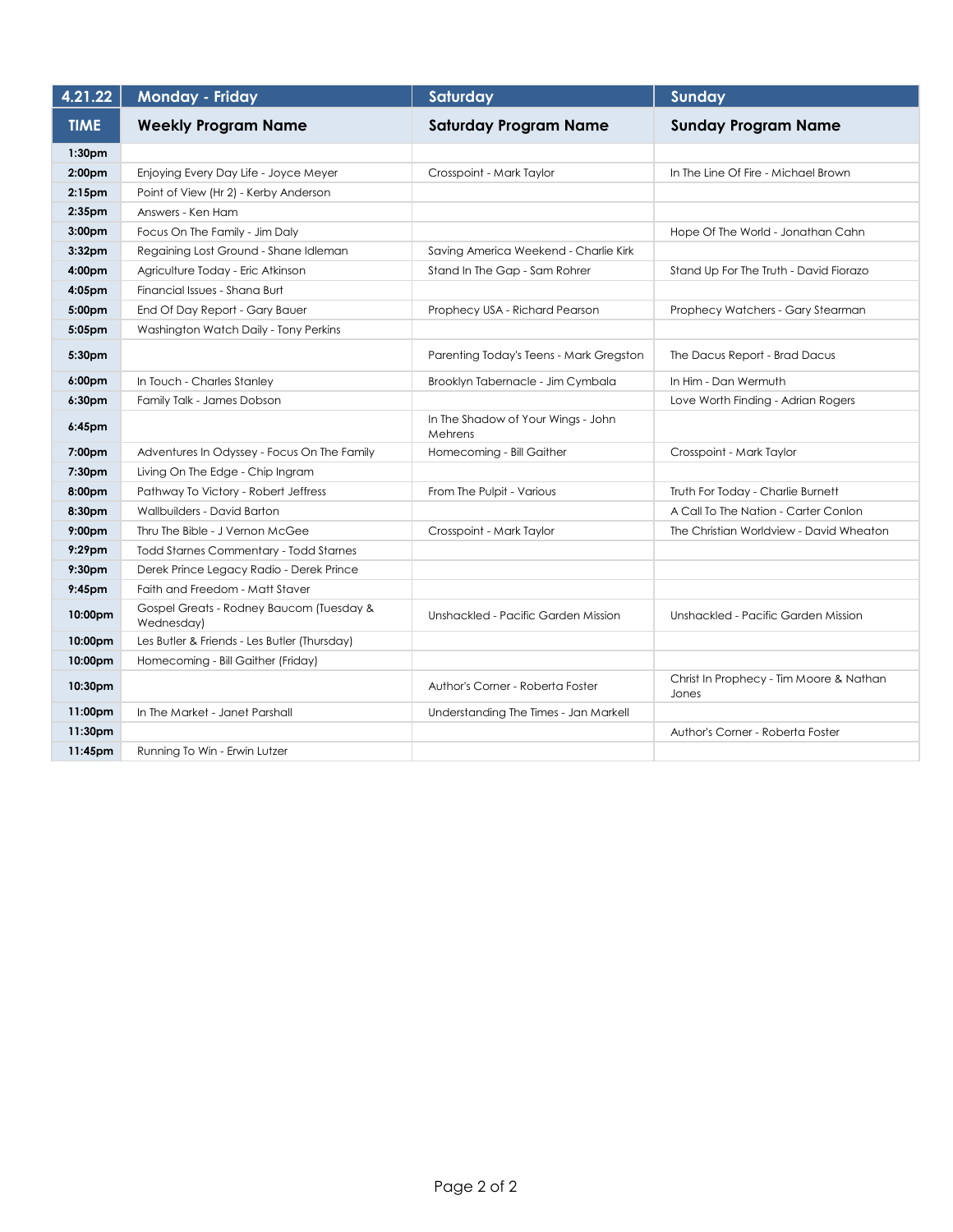| 4.21.22 | Monday - Friday | Saturday | Sunday |
|---|---|---|---|
| **TIME** | **Weekly Program Name** | **Saturday Program Name** | **Sunday Program Name** |
| **1:30pm** | | | |
| **2:00pm** | Enjoying Every Day Life - Joyce Meyer | Crosspoint - Mark Taylor | In The Line Of Fire - Michael Brown |
| **2:15pm** | Point of View (Hr 2) - Kerby Anderson | | |
| **2:35pm** | Answers - Ken Ham | | |
| **3:00pm** | Focus On The Family - Jim Daly | | Hope Of The World - Jonathan Cahn |
| **3:32pm** | Regaining Lost Ground - Shane Idleman | Saving America Weekend - Charlie Kirk | |
| **4:00pm** | Agriculture Today - Eric Atkinson | Stand In The Gap - Sam Rohrer | Stand Up For The Truth - David Fiorazo |
| **4:05pm** | Financial Issues - Shana Burt | | |
| **5:00pm** | End Of Day Report - Gary Bauer | Prophecy USA - Richard Pearson | Prophecy Watchers - Gary Stearman |
| **5:05pm** | Washington Watch Daily - Tony Perkins | | |
| **5:30pm** | | Parenting Today's Teens - Mark Gregston | The Dacus Report - Brad Dacus |
| **6:00pm** | In Touch - Charles Stanley | Brooklyn Tabernacle - Jim Cymbala | In Him - Dan Wermuth |
| **6:30pm** | Family Talk - James Dobson | | Love Worth Finding - Adrian Rogers |
| **6:45pm** | | In The Shadow of Your Wings - John Mehrens | |
| **7:00pm** | Adventures In Odyssey - Focus On The Family | Homecoming - Bill Gaither | Crosspoint - Mark Taylor |
| **7:30pm** | Living On The Edge - Chip Ingram | | |
| **8:00pm** | Pathway To Victory - Robert Jeffress | From The Pulpit - Various | Truth For Today - Charlie Burnett |
| **8:30pm** | Wallbuilders - David Barton | | A Call To The Nation - Carter Conlon |
| **9:00pm** | Thru The Bible - J Vernon McGee | Crosspoint - Mark Taylor | The Christian Worldview - David Wheaton |
| **9:29pm** | Todd Starnes Commentary - Todd Starnes | | |
| **9:30pm** | Derek Prince Legacy Radio - Derek Prince | | |
| **9:45pm** | Faith and Freedom - Matt Staver | | |
| **10:00pm** | Gospel Greats - Rodney Baucom (Tuesday & Wednesday) | Unshackled - Pacific Garden Mission | Unshackled - Pacific Garden Mission |
| **10:00pm** | Les Butler & Friends - Les Butler (Thursday) | | |
| **10:00pm** | Homecoming - Bill Gaither (Friday) | | |
| **10:30pm** | | Author's Corner - Roberta Foster | Christ In Prophecy - Tim Moore & Nathan Jones |
| **11:00pm** | In The Market - Janet Parshall | Understanding The Times - Jan Markell | |
| **11:30pm** | | | Author's Corner - Roberta Foster |
| **11:45pm** | Running To Win - Erwin Lutzer | | |